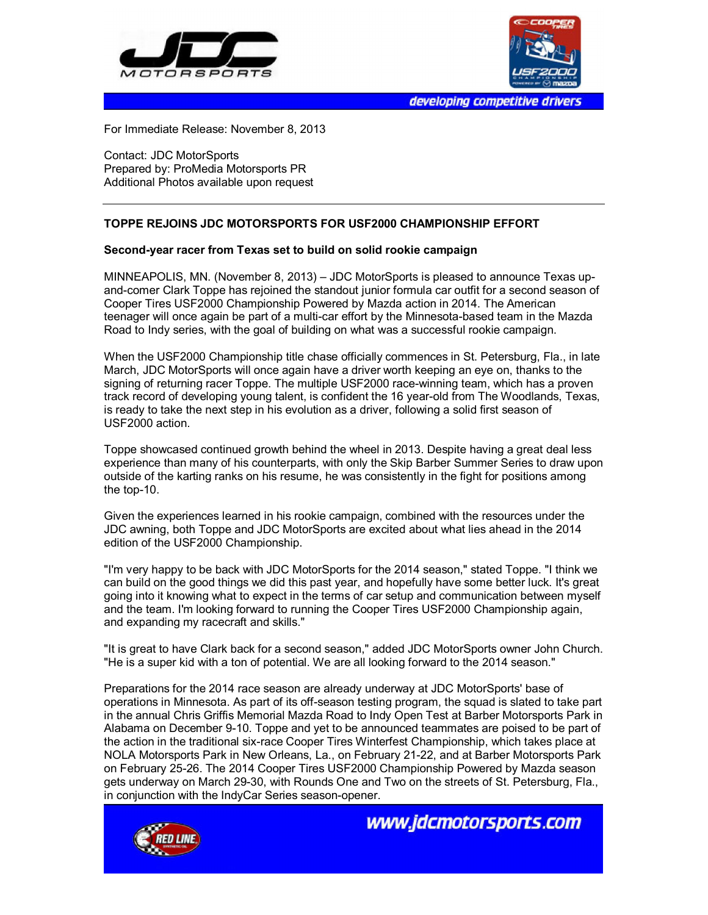developing competitive drivers

For Immediate Release: November 8, 2013

Contact: JDC MotorSports
Prepared by: ProMedia Motorsports PR
Additional Photos available upon request

---

**TOPPE REJOINS JDC MOTORSPORTS FOR USF2000 CHAMPIONSHIP EFFORT**

**Second-year racer from Texas set to build on solid rookie campaign**

MINNEAPOLIS, MN. (November 8, 2013) – JDC MotorSports is pleased to announce Texas up-and-comer Clark Toppe has rejoined the standout junior formula car outfit for a second season of Cooper Tires USF2000 Championship Powered by Mazda action in 2014. The American teenager will once again be part of a multi-car effort by the Minnesota-based team in the Mazda Road to Indy series, with the goal of building on what was a successful rookie campaign.

When the USF2000 Championship title chase officially commences in St. Petersburg, Fla., in late March, JDC MotorSports will once again have a driver worth keeping an eye on, thanks to the signing of returning racer Toppe. The multiple USF2000 race-winning team, which has a proven track record of developing young talent, is confident the 16 year-old from The Woodlands, Texas, is ready to take the next step in his evolution as a driver, following a solid first season of USF2000 action.

Toppe showcased continued growth behind the wheel in 2013. Despite having a great deal less experience than many of his counterparts, with only the Skip Barber Summer Series to draw upon outside of the karting ranks on his resume, he was consistently in the fight for positions among the top-10.

Given the experiences learned in his rookie campaign, combined with the resources under the JDC awning, both Toppe and JDC MotorSports are excited about what lies ahead in the 2014 edition of the USF2000 Championship.

"I'm very happy to be back with JDC MotorSports for the 2014 season," stated Toppe. "I think we can build on the good things we did this past year, and hopefully have some better luck. It's great going into it knowing what to expect in the terms of car setup and communication between myself and the team. I'm looking forward to running the Cooper Tires USF2000 Championship again, and expanding my racecraft and skills."

"It is great to have Clark back for a second season," added JDC MotorSports owner John Church. "He is a super kid with a ton of potential. We are all looking forward to the 2014 season."

Preparations for the 2014 race season are already underway at JDC MotorSports' base of operations in Minnesota. As part of its off-season testing program, the squad is slated to take part in the annual Chris Griffis Memorial Mazda Road to Indy Open Test at Barber Motorsports Park in Alabama on December 9-10. Toppe and yet to be announced teammates are poised to be part of the action in the traditional six-race Cooper Tires Winterfest Championship, which takes place at NOLA Motorsports Park in New Orleans, La., on February 21-22, and at Barber Motorsports Park on February 25-26. The 2014 Cooper Tires USF2000 Championship Powered by Mazda season gets underway on March 29-30, with Rounds One and Two on the streets of St. Petersburg, Fla., in conjunction with the IndyCar Series season-opener.

www.jdcmotorsports.com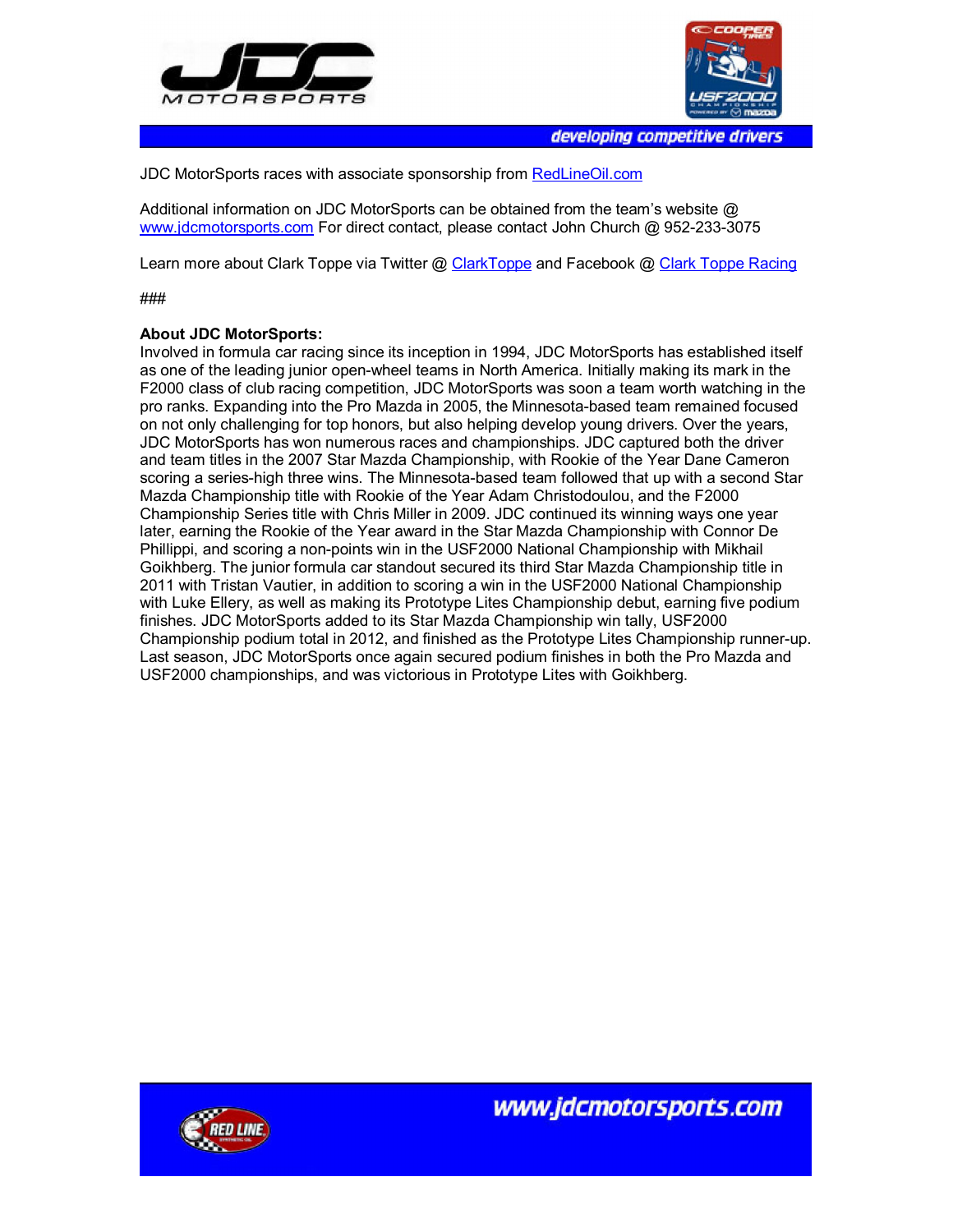JDC MotorSports races with associate sponsorship from [RedLineOil.com](RedLineOil.com)

Additional information on JDC MotorSports can be obtained from the team's website @ [www.jdcmotorsports.com](www.jdcmotorsports.com) For direct contact, please contact John Church @ 952-233-3075

Learn more about Clark Toppe via Twitter @ ClarkToppe and Facebook @ Clark Toppe Racing

###

**About JDC MotorSports:**
Involved in formula car racing since its inception in 1994, JDC MotorSports has established itself as one of the leading junior open-wheel teams in North America. Initially making its mark in the F2000 class of club racing competition, JDC MotorSports was soon a team worth watching in the pro ranks. Expanding into the Pro Mazda in 2005, the Minnesota-based team remained focused on not only challenging for top honors, but also helping develop young drivers. Over the years, JDC MotorSports has won numerous races and championships. JDC captured both the driver and team titles in the 2007 Star Mazda Championship, with Rookie of the Year Dane Cameron scoring a series-high three wins. The Minnesota-based team followed that up with a second Star Mazda Championship title with Rookie of the Year Adam Christodoulou, and the F2000 Championship Series title with Chris Miller in 2009. JDC continued its winning ways one year later, earning the Rookie of the Year award in the Star Mazda Championship with Connor De Phillippi, and scoring a non-points win in the USF2000 National Championship with Mikhail Goikhberg. The junior formula car standout secured its third Star Mazda Championship title in 2011 with Tristan Vautier, in addition to scoring a win in the USF2000 National Championship with Luke Ellery, as well as making its Prototype Lites Championship debut, earning five podium finishes. JDC MotorSports added to its Star Mazda Championship win tally, USF2000 Championship podium total in 2012, and finished as the Prototype Lites Championship runner-up. Last season, JDC MotorSports once again secured podium finishes in both the Pro Mazda and USF2000 championships, and was victorious in Prototype Lites with Goikhberg.